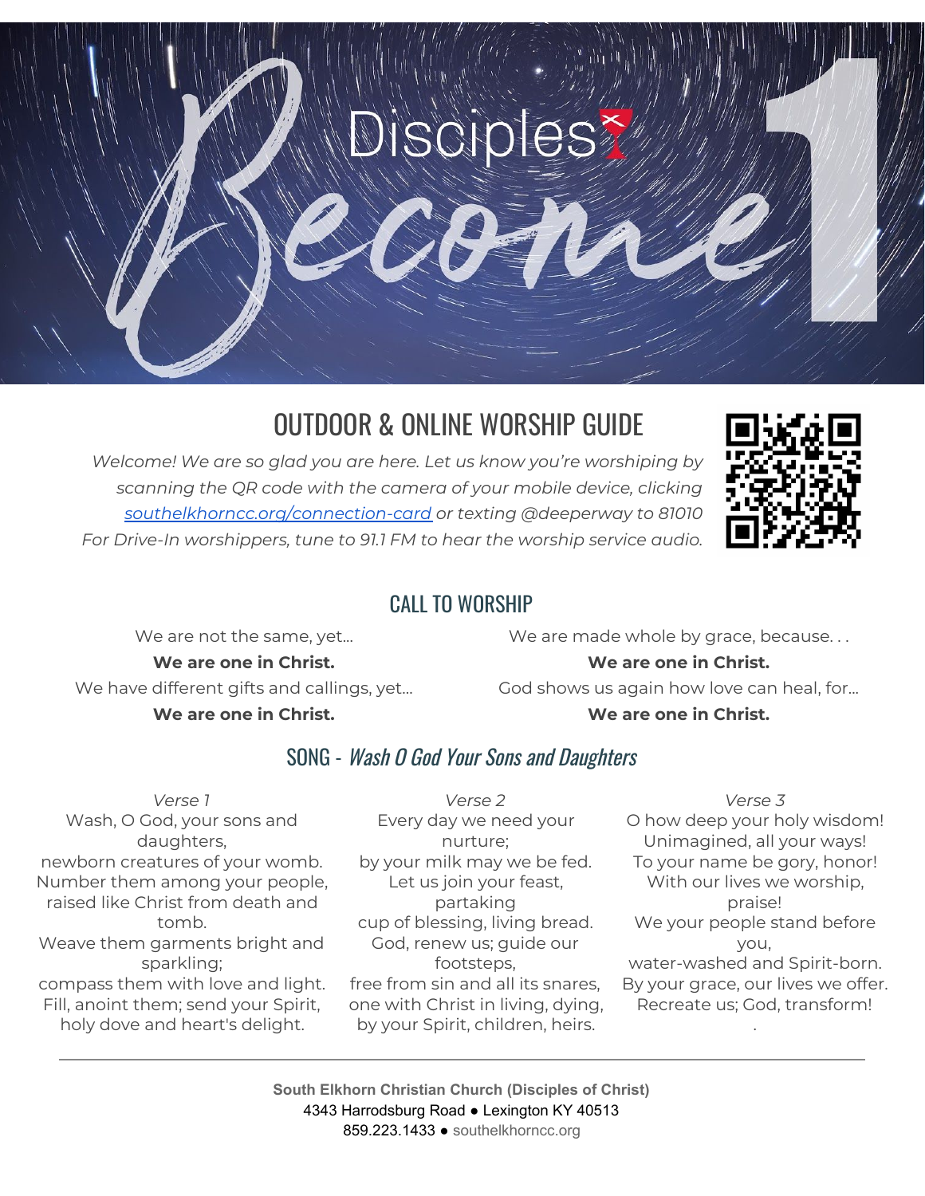# Disciples

# Become 1

## OUTDOOR & ONLINE WORSHIP GUIDE

*Welcome! We are so glad you are here. Let us know you're worshiping by scanning the QR code with the camera of your mobile device, clicking [southelkhorncc.org/connection-card](southelkhorncc.org/connection-card) or texting @deeperway to 81010*
*For Drive-In worshippers, tune to 91.1 FM to hear the worship service audio.*

## CALL TO WORSHIP

We are not the same, yet...
**We are one in Christ.**
We have different gifts and callings, yet...
**We are one in Christ.**
We are made whole by grace, because. . .
**We are one in Christ.**
God shows us again how love can heal, for...
**We are one in Christ.**

## SONG - *Wash O God Your Sons and Daughters*

*Verse 1*
Wash, O God, your sons and daughters,
newborn creatures of your womb.
Number them among your people,
raised like Christ from death and tomb.
Weave them garments bright and sparkling;
compass them with love and light.
Fill, anoint them; send your Spirit,
holy dove and heart's delight.

*Verse 2*
Every day we need your nurture;
by your milk may we be fed.
Let us join your feast, partaking
cup of blessing, living bread.
God, renew us; guide our footsteps,
free from sin and all its snares,
one with Christ in living, dying,
by your Spirit, children, heirs.

*Verse 3*
O how deep your holy wisdom!
Unimagined, all your ways!
To your name be gory, honor!
With our lives we worship, praise!
We your people stand before you,
water-washed and Spirit-born.
By your grace, our lives we offer.
Recreate us; God, transform!
.

---

South Elkhorn Christian Church (Disciples of Christ)
4343 Harrodsburg Road ● Lexington KY 40513
859.223.1433 ● southelkhorncc.org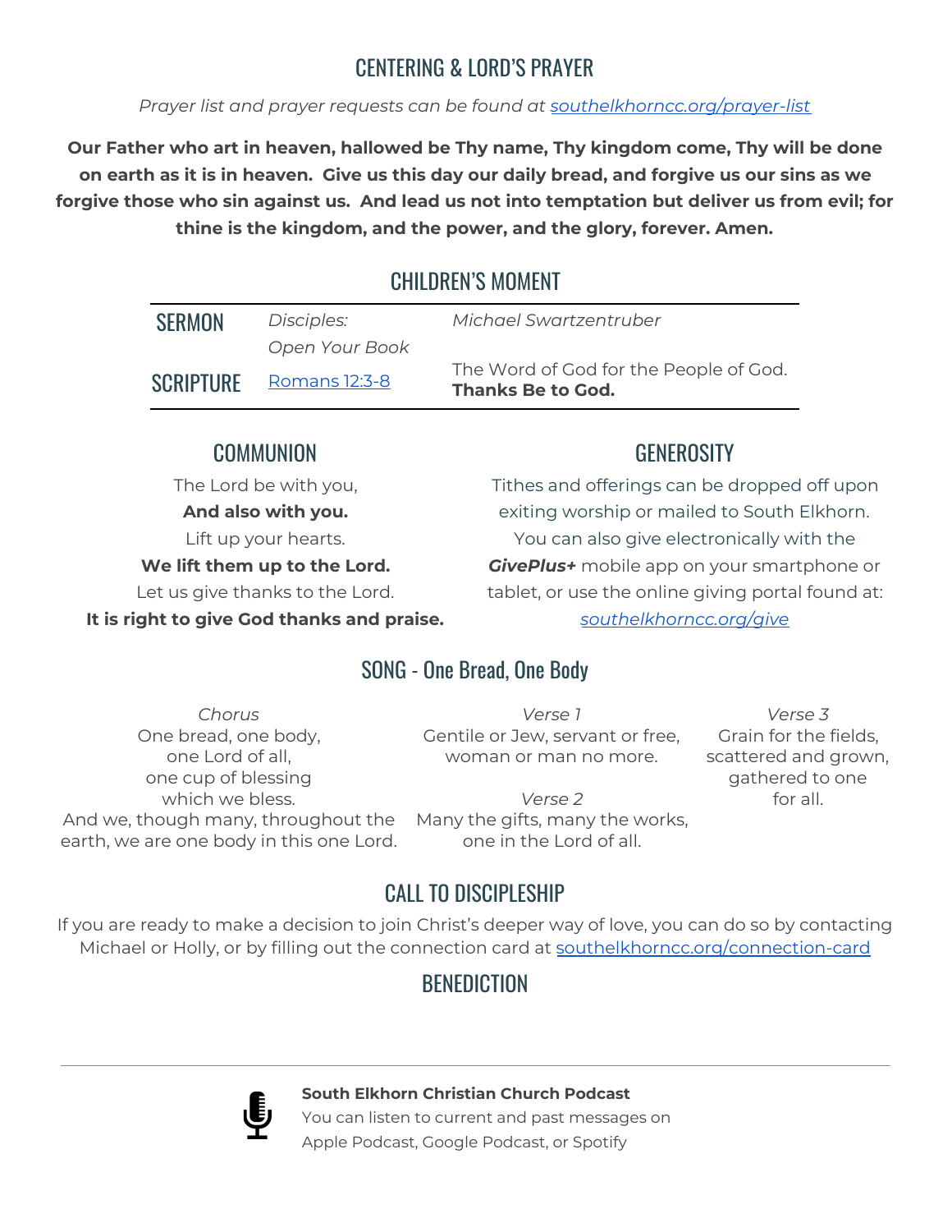## CENTERING & LORD'S PRAYER

*Prayer list and prayer requests can be found at [southelkhorncc.org/prayer-list](southelkhorncc.org/prayer-list)*

**Our Father who art in heaven, hallowed be Thy name, Thy kingdom come, Thy will be done on earth as it is in heaven. Give us this day our daily bread, and forgive us our sins as we forgive those who sin against us. And lead us not into temptation but deliver us from evil; for thine is the kingdom, and the power, and the glory, forever. Amen.**

## CHILDREN'S MOMENT

| | | |
|---|---|---|
| SERMON | *Disciples: Open Your Book* | *Michael Swartzentruber* |
| SCRIPTURE | [Romans 12:3-8](Romans 12:3-8) | The Word of God for the People of God. **Thanks Be to God.** |

## COMMUNION

The Lord be with you,
**And also with you.**
Lift up your hearts.
**We lift them up to the Lord.**
Let us give thanks to the Lord.
**It is right to give God thanks and praise.**

## GENEROSITY

Tithes and offerings can be dropped off upon exiting worship or mailed to South Elkhorn. You can also give electronically with the ***GivePlus+*** mobile app on your smartphone or tablet, or use the online giving portal found at: *[southelkhorncc.org/give](southelkhorncc.org/give)*

## SONG - One Bread, One Body

*Chorus*
One bread, one body,
one Lord of all,
one cup of blessing
which we bless.
And we, though many, throughout the earth, we are one body in this one Lord.

*Verse 1*
Gentile or Jew, servant or free,
woman or man no more.

*Verse 2*
Many the gifts, many the works,
one in the Lord of all.

*Verse 3*
Grain for the fields,
scattered and grown,
gathered to one
for all.

## CALL TO DISCIPLESHIP

If you are ready to make a decision to join Christ's deeper way of love, you can do so by contacting Michael or Holly, or by filling out the connection card at [southelkhorncc.org/connection-card](southelkhorncc.org/connection-card)

## BENEDICTION

---

**South Elkhorn Christian Church Podcast**
You can listen to current and past messages on Apple Podcast, Google Podcast, or Spotify